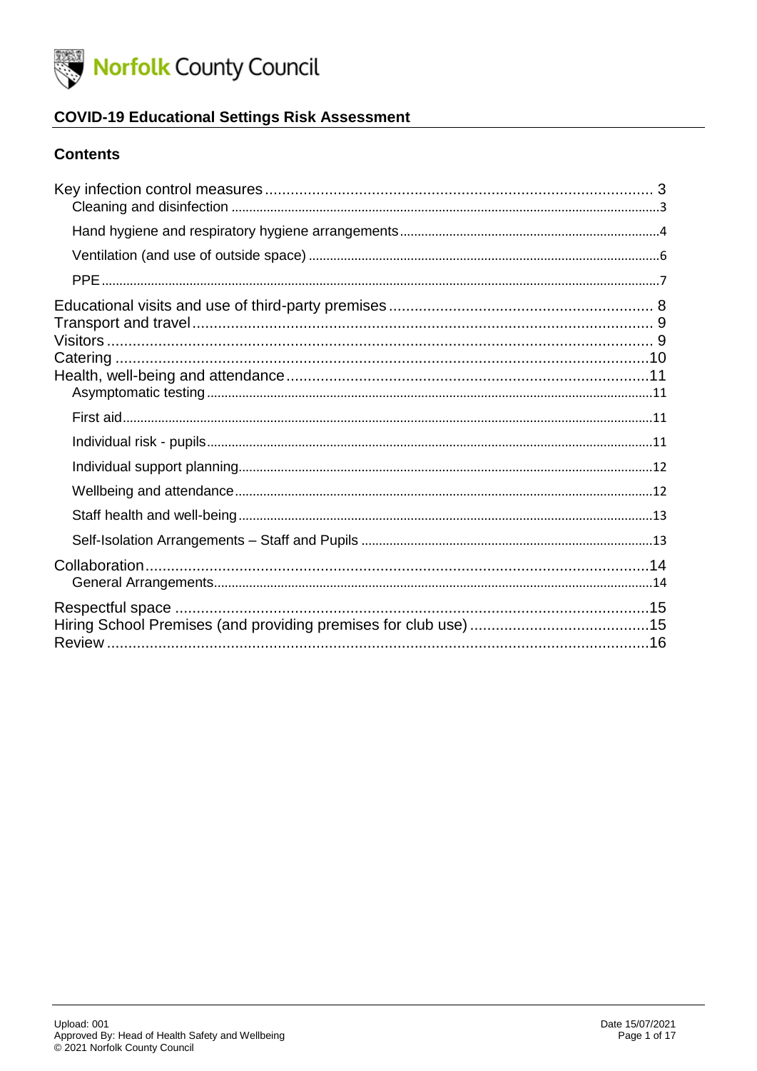Norfolk County Council

# COVID-19 Educational Settings Risk Assessment

## Contents

- Key infection control measures ........ 3
  - Cleaning and disinfection ........ 3
  - Hand hygiene and respiratory hygiene arrangements ........ 4
  - Ventilation (and use of outside space) ........ 6
  - PPE ........ 7
- Educational visits and use of third-party premises ........ 8
- Transport and travel ........ 9
- Visitors ........ 9
- Catering ........ 10
- Health, well-being and attendance ........ 11
  - Asymptomatic testing ........ 11
  - First aid ........ 11
  - Individual risk - pupils ........ 11
  - Individual support planning ........ 12
  - Wellbeing and attendance ........ 12
  - Staff health and well-being ........ 13
  - Self-Isolation Arrangements – Staff and Pupils ........ 13
- Collaboration ........ 14
  - General Arrangements ........ 14
- Respectful space ........ 15
- Hiring School Premises (and providing premises for club use) ........ 15
- Review ........ 16

Upload: 001
Approved By: Head of Health Safety and Wellbeing
© 2021 Norfolk County Council

Date 15/07/2021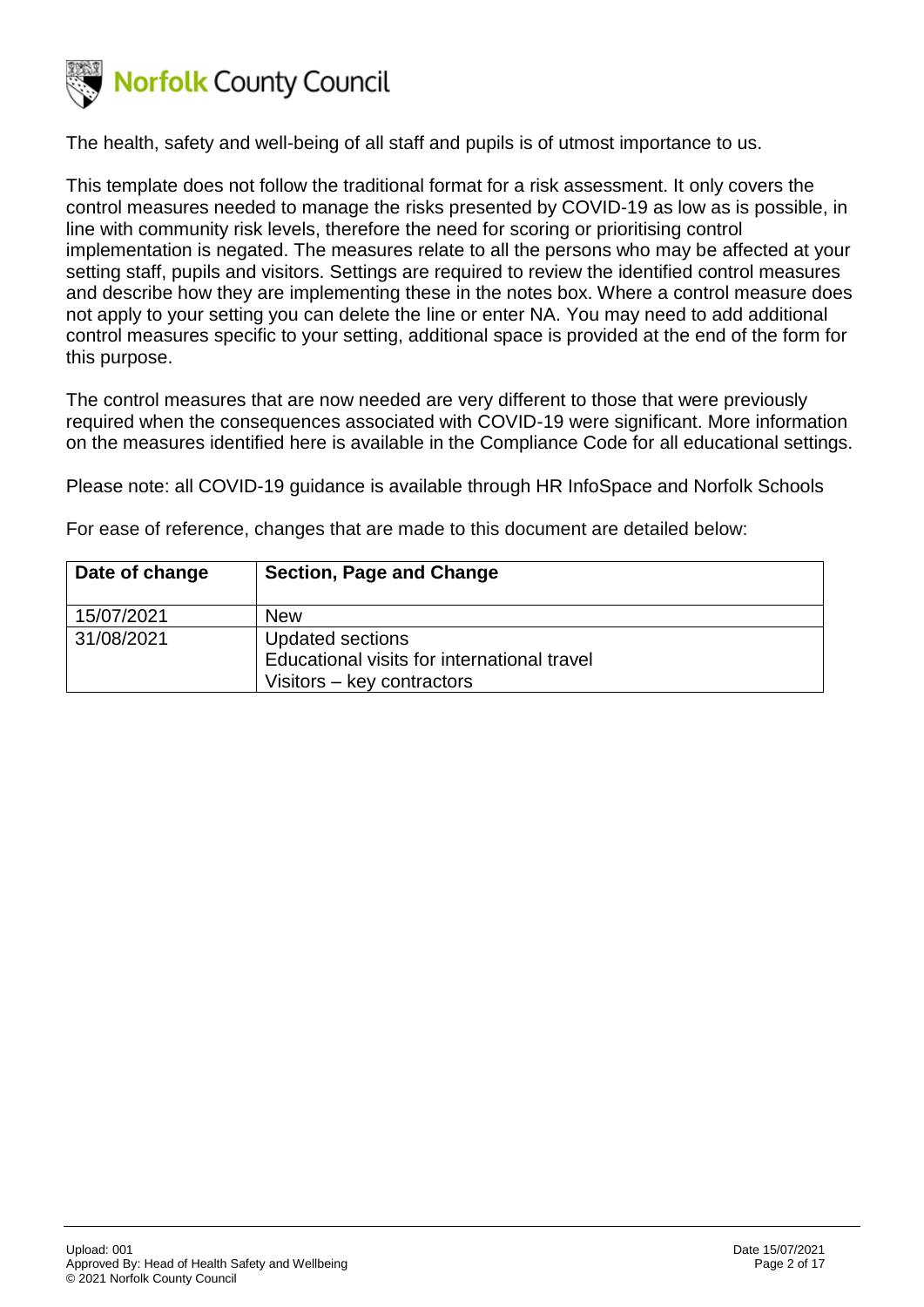The health, safety and well-being of all staff and pupils is of utmost importance to us.

This template does not follow the traditional format for a risk assessment. It only covers the control measures needed to manage the risks presented by COVID-19 as low as is possible, in line with community risk levels, therefore the need for scoring or prioritising control implementation is negated. The measures relate to all the persons who may be affected at your setting staff, pupils and visitors. Settings are required to review the identified control measures and describe how they are implementing these in the notes box. Where a control measure does not apply to your setting you can delete the line or enter NA. You may need to add additional control measures specific to your setting, additional space is provided at the end of the form for this purpose.

The control measures that are now needed are very different to those that were previously required when the consequences associated with COVID-19 were significant. More information on the measures identified here is available in the Compliance Code for all educational settings.

Please note: all COVID-19 guidance is available through HR InfoSpace and Norfolk Schools

For ease of reference, changes that are made to this document are detailed below:

| Date of change | Section, Page and Change |
|---|---|
| 15/07/2021 | New |
| 31/08/2021 | Updated sections<br>Educational visits for international travel<br>Visitors – key contractors |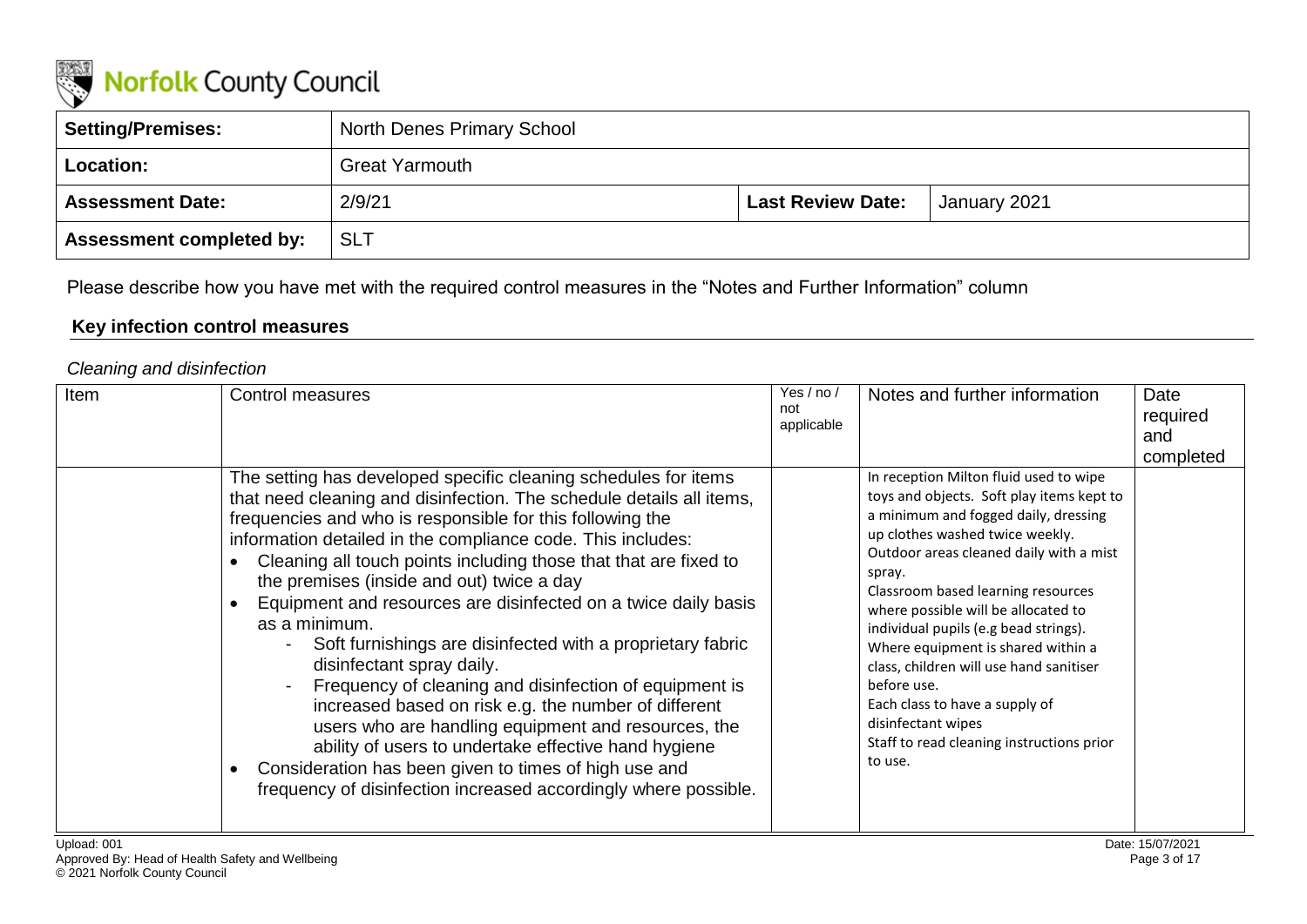Norfolk County Council

| Setting/Premises: | North Denes Primary School | | |
|---|---|---|---|
| Location: | Great Yarmouth | | |
| Assessment Date: | 2/9/21 | Last Review Date: | January 2021 |
| Assessment completed by: | SLT | | |

Please describe how you have met with the required control measures in the "Notes and Further Information" column

## Key infection control measures

*Cleaning and disinfection*

| Item | Control measures | Yes / no / not applicable | Notes and further information | Date required and completed |
|---|---|---|---|---|
| | The setting has developed specific cleaning schedules for items that need cleaning and disinfection. The schedule details all items, frequencies and who is responsible for this following the information detailed in the compliance code. This includes:<br>• Cleaning all touch points including those that that are fixed to the premises (inside and out) twice a day<br>• Equipment and resources are disinfected on a twice daily basis as a minimum.<br>- Soft furnishings are disinfected with a proprietary fabric disinfectant spray daily.<br>- Frequency of cleaning and disinfection of equipment is increased based on risk e.g. the number of different users who are handling equipment and resources, the ability of users to undertake effective hand hygiene<br>• Consideration has been given to times of high use and frequency of disinfection increased accordingly where possible. | | In reception Milton fluid used to wipe toys and objects. Soft play items kept to a minimum and fogged daily, dressing up clothes washed twice weekly. Outdoor areas cleaned daily with a mist spray.<br>Classroom based learning resources where possible will be allocated to individual pupils (e.g bead strings). Where equipment is shared within a class, children will use hand sanitiser before use.<br>Each class to have a supply of disinfectant wipes<br>Staff to read cleaning instructions prior to use. | |

Upload: 001
Approved By: Head of Health Safety and Wellbeing
© 2021 Norfolk County Council
Date: 15/07/2021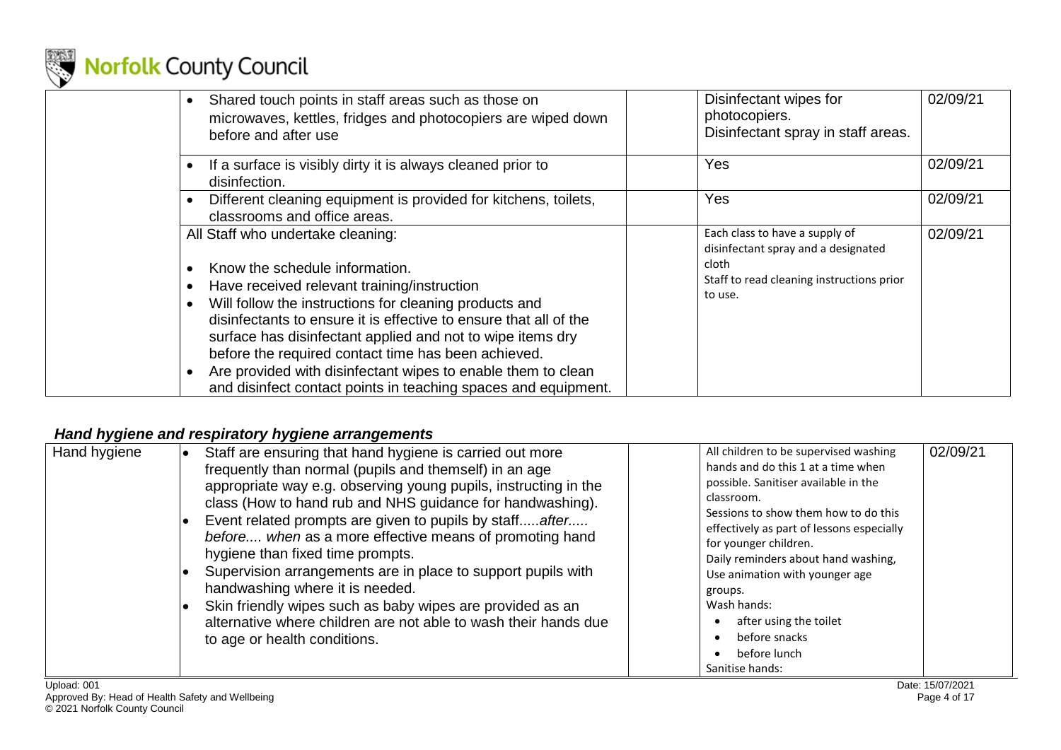| | | | | |
|---|---|---|---|---|
| | • Shared touch points in staff areas such as those on microwaves, kettles, fridges and photocopiers are wiped down before and after use | | Disinfectant wipes for photocopiers.<br>Disinfectant spray in staff areas. | 02/09/21 |
| | • If a surface is visibly dirty it is always cleaned prior to disinfection. | | Yes | 02/09/21 |
| | • Different cleaning equipment is provided for kitchens, toilets, classrooms and office areas. | | Yes | 02/09/21 |
| | All Staff who undertake cleaning:<br>• Know the schedule information.<br>• Have received relevant training/instruction<br>• Will follow the instructions for cleaning products and disinfectants to ensure it is effective to ensure that all of the surface has disinfectant applied and not to wipe items dry before the required contact time has been achieved.<br>• Are provided with disinfectant wipes to enable them to clean and disinfect contact points in teaching spaces and equipment. | | Each class to have a supply of disinfectant spray and a designated cloth<br>Staff to read cleaning instructions prior to use. | 02/09/21 |

### *Hand hygiene and respiratory hygiene arrangements*

| | | | | |
|---|---|---|---|---|
| Hand hygiene | • Staff are ensuring that hand hygiene is carried out more frequently than normal (pupils and themself) in an age appropriate way e.g. observing young pupils, instructing in the class (How to hand rub and NHS guidance for handwashing).<br>• Event related prompts are given to pupils by staff.....*after..... before.... when* as a more effective means of promoting hand hygiene than fixed time prompts.<br>• Supervision arrangements are in place to support pupils with handwashing where it is needed.<br>• Skin friendly wipes such as baby wipes are provided as an alternative where children are not able to wash their hands due to age or health conditions. | | All children to be supervised washing hands and do this 1 at a time when possible. Sanitiser available in the classroom.<br>Sessions to show them how to do this effectively as part of lessons especially for younger children.<br>Daily reminders about hand washing,<br>Use animation with younger age groups.<br>Wash hands:<br>• after using the toilet<br>• before snacks<br>• before lunch<br>Sanitise hands: | 02/09/21 |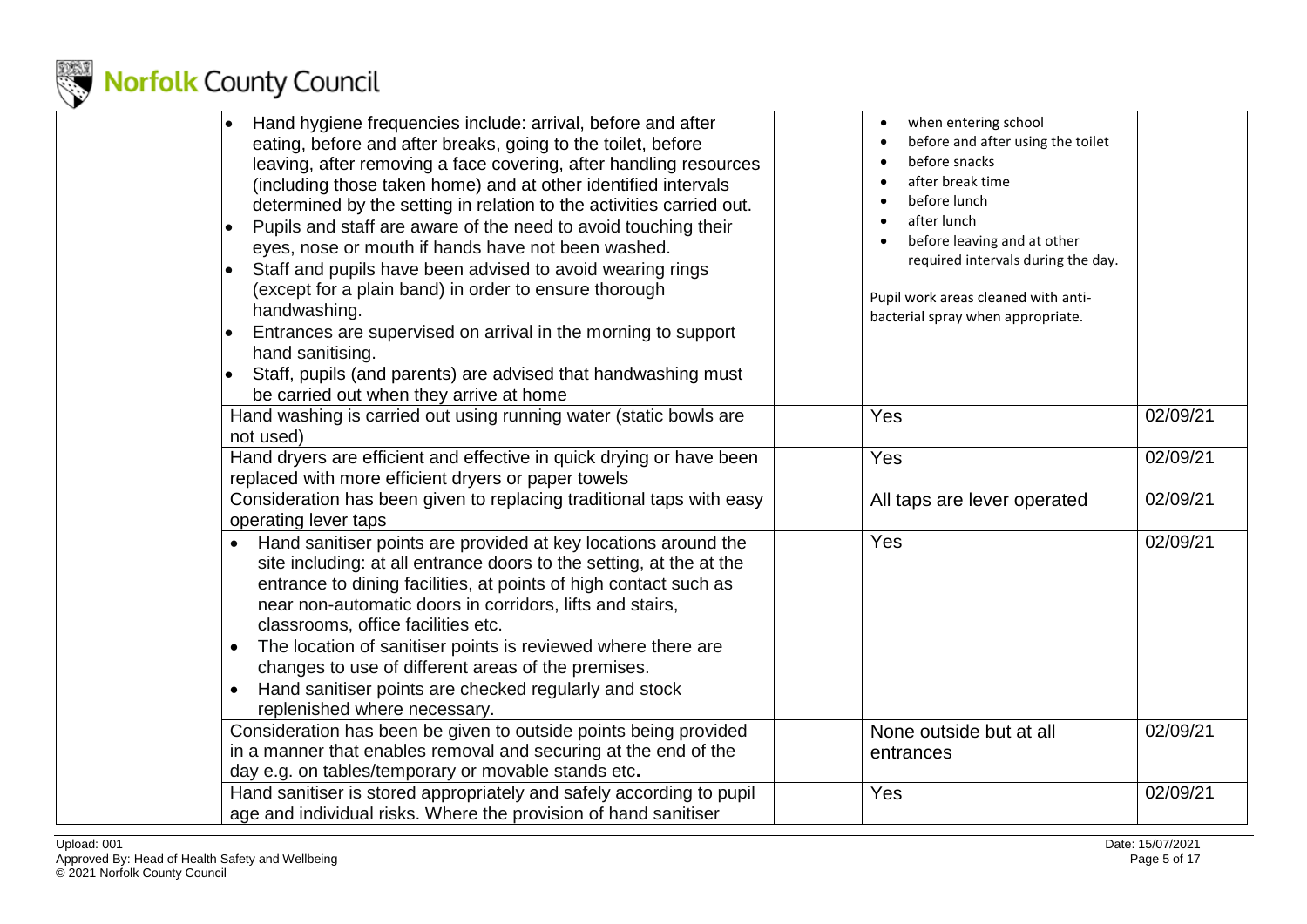| | | | | |
|---|---|---|---|---|
| | • Hand hygiene frequencies include: arrival, before and after eating, before and after breaks, going to the toilet, before leaving, after removing a face covering, after handling resources (including those taken home) and at other identified intervals determined by the setting in relation to the activities carried out.<br>• Pupils and staff are aware of the need to avoid touching their eyes, nose or mouth if hands have not been washed.<br>• Staff and pupils have been advised to avoid wearing rings (except for a plain band) in order to ensure thorough handwashing.<br>• Entrances are supervised on arrival in the morning to support hand sanitising.<br>• Staff, pupils (and parents) are advised that handwashing must be carried out when they arrive at home | | • when entering school<br>• before and after using the toilet<br>• before snacks<br>• after break time<br>• before lunch<br>• after lunch<br>• before leaving and at other required intervals during the day.<br><br>Pupil work areas cleaned with anti-bacterial spray when appropriate. | |
| | Hand washing is carried out using running water (static bowls are not used) | | Yes | 02/09/21 |
| | Hand dryers are efficient and effective in quick drying or have been replaced with more efficient dryers or paper towels | | Yes | 02/09/21 |
| | Consideration has been given to replacing traditional taps with easy operating lever taps | | All taps are lever operated | 02/09/21 |
| | • Hand sanitiser points are provided at key locations around the site including: at all entrance doors to the setting, at the at the entrance to dining facilities, at points of high contact such as near non-automatic doors in corridors, lifts and stairs, classrooms, office facilities etc.<br>• The location of sanitiser points is reviewed where there are changes to use of different areas of the premises.<br>• Hand sanitiser points are checked regularly and stock replenished where necessary. | | Yes | 02/09/21 |
| | Consideration has been be given to outside points being provided in a manner that enables removal and securing at the end of the day e.g. on tables/temporary or movable stands etc**.** | | None outside but at all entrances | 02/09/21 |
| | Hand sanitiser is stored appropriately and safely according to pupil age and individual risks. Where the provision of hand sanitiser | | Yes | 02/09/21 |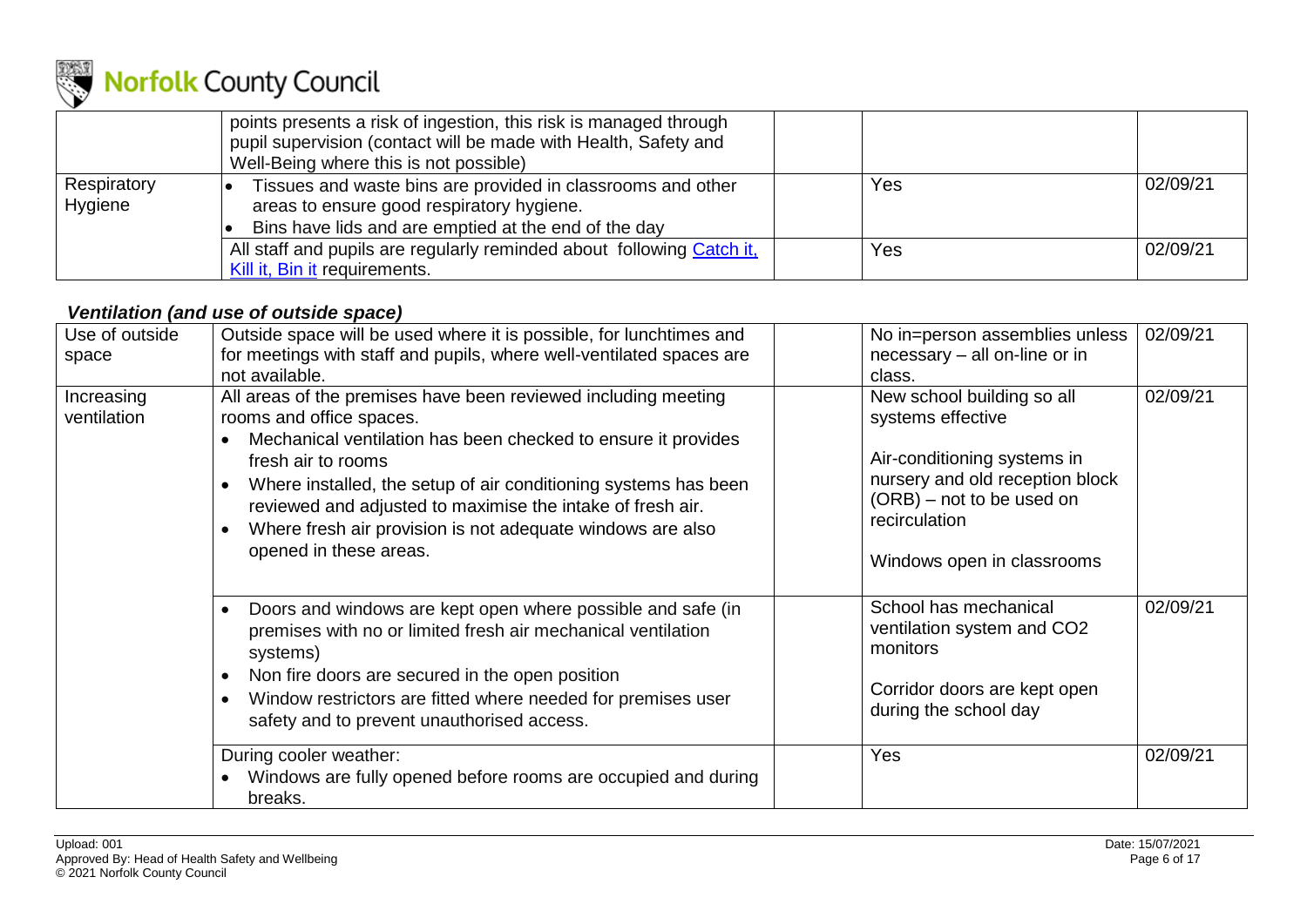| | | | | |
|---|---|---|---|---|
| | points presents a risk of ingestion, this risk is managed through pupil supervision (contact will be made with Health, Safety and Well-Being where this is not possible) | | | |
| Respiratory Hygiene | • Tissues and waste bins are provided in classrooms and other areas to ensure good respiratory hygiene.<br>• Bins have lids and are emptied at the end of the day | | Yes | 02/09/21 |
| | All staff and pupils are regularly reminded about following [Catch it, Kill it, Bin it](#) requirements. | | Yes | 02/09/21 |

### *Ventilation (and use of outside space)*

| | | | | |
|---|---|---|---|---|
| Use of outside space | Outside space will be used where it is possible, for lunchtimes and for meetings with staff and pupils, where well-ventilated spaces are not available. | | No in=person assemblies unless necessary – all on-line or in class. | 02/09/21 |
| Increasing ventilation | All areas of the premises have been reviewed including meeting rooms and office spaces.<br>• Mechanical ventilation has been checked to ensure it provides fresh air to rooms<br>• Where installed, the setup of air conditioning systems has been reviewed and adjusted to maximise the intake of fresh air.<br>• Where fresh air provision is not adequate windows are also opened in these areas. | | New school building so all systems effective<br><br>Air-conditioning systems in nursery and old reception block (ORB) – not to be used on recirculation<br><br>Windows open in classrooms | 02/09/21 |
| | • Doors and windows are kept open where possible and safe (in premises with no or limited fresh air mechanical ventilation systems)<br>• Non fire doors are secured in the open position<br>• Window restrictors are fitted where needed for premises user safety and to prevent unauthorised access. | | School has mechanical ventilation system and $CO_2$ monitors<br><br>Corridor doors are kept open during the school day | 02/09/21 |
| | During cooler weather:<br>• Windows are fully opened before rooms are occupied and during breaks. | | Yes | 02/09/21 |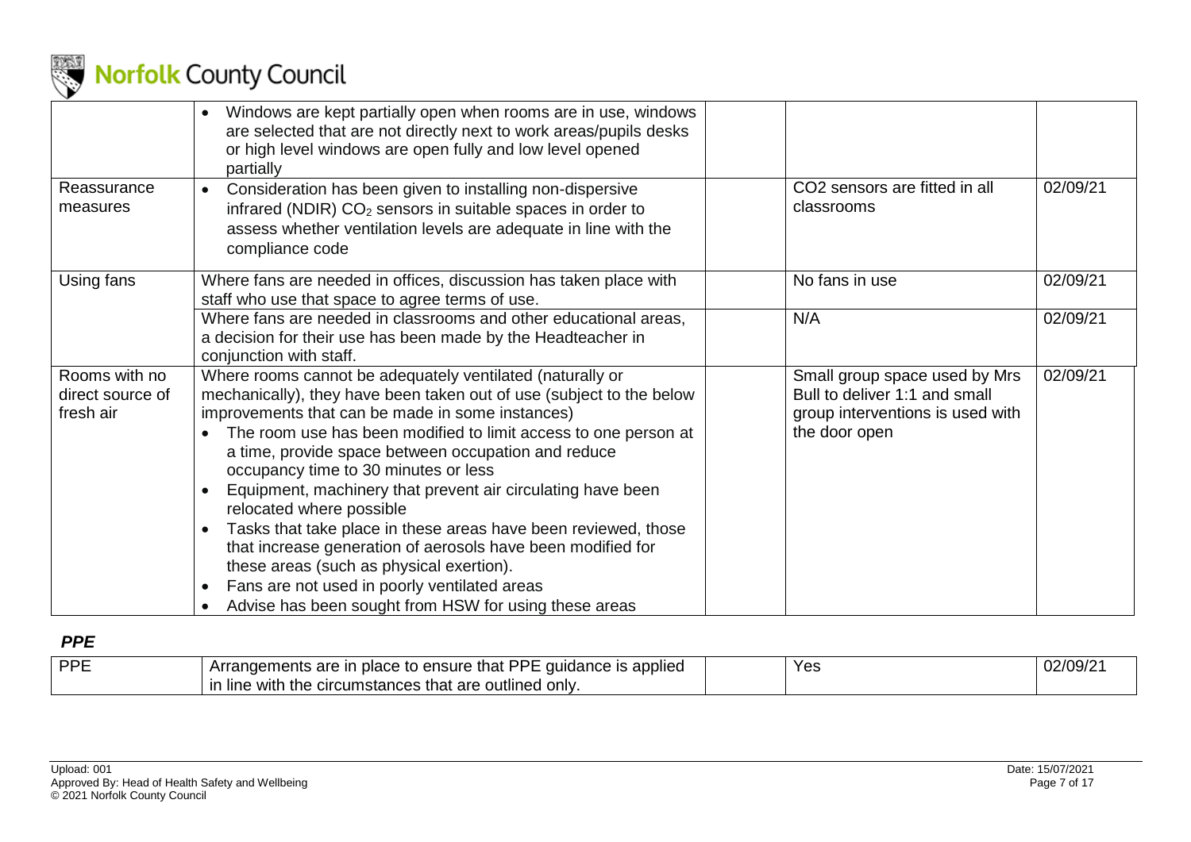| | | | | |
|---|---|---|---|---|
| | • Windows are kept partially open when rooms are in use, windows are selected that are not directly next to work areas/pupils desks or high level windows are open fully and low level opened partially | | | |
| Reassurance measures | • Consideration has been given to installing non-dispersive infrared (NDIR) $CO_2$ sensors in suitable spaces in order to assess whether ventilation levels are adequate in line with the compliance code | | CO2 sensors are fitted in all classrooms | 02/09/21 |
| Using fans | Where fans are needed in offices, discussion has taken place with staff who use that space to agree terms of use. | | No fans in use | 02/09/21 |
| | Where fans are needed in classrooms and other educational areas, a decision for their use has been made by the Headteacher in conjunction with staff. | | N/A | 02/09/21 |
| Rooms with no direct source of fresh air | Where rooms cannot be adequately ventilated (naturally or mechanically), they have been taken out of use (subject to the below improvements that can be made in some instances)<br>• The room use has been modified to limit access to one person at a time, provide space between occupation and reduce occupancy time to 30 minutes or less<br>• Equipment, machinery that prevent air circulating have been relocated where possible<br>• Tasks that take place in these areas have been reviewed, those that increase generation of aerosols have been modified for these areas (such as physical exertion).<br>• Fans are not used in poorly ventilated areas<br>• Advise has been sought from HSW for using these areas | | Small group space used by Mrs Bull to deliver 1:1 and small group interventions is used with the door open | 02/09/21 |

***PPE***

| | | | | |
|---|---|---|---|---|
| PPE | Arrangements are in place to ensure that PPE guidance is applied in line with the circumstances that are outlined only. | | Yes | 02/09/21 |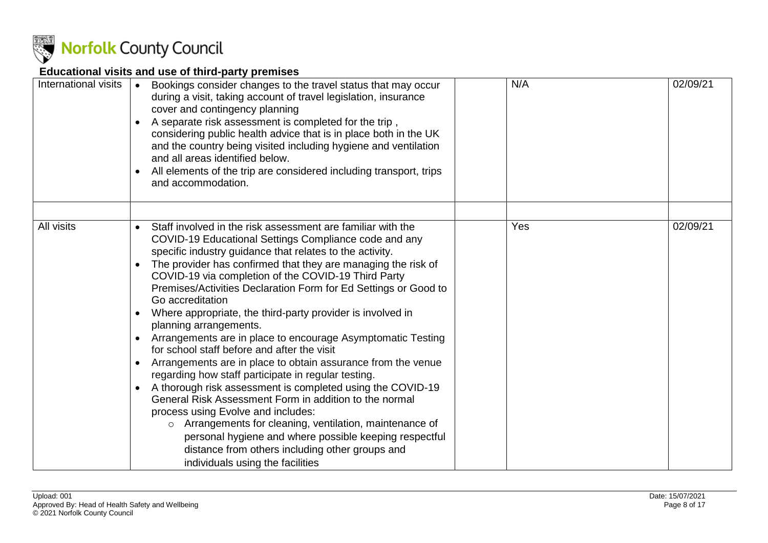## Educational visits and use of third-party premises

| | | | | |
|---|---|---|---|---|
| International visits | • Bookings consider changes to the travel status that may occur during a visit, taking account of travel legislation, insurance cover and contingency planning<br>• A separate risk assessment is completed for the trip , considering public health advice that is in place both in the UK and the country being visited including hygiene and ventilation and all areas identified below.<br>• All elements of the trip are considered including transport, trips and accommodation. | | N/A | 02/09/21 |
| | | | | |
| All visits | • Staff involved in the risk assessment are familiar with the COVID-19 Educational Settings Compliance code and any specific industry guidance that relates to the activity.<br>• The provider has confirmed that they are managing the risk of COVID-19 via completion of the COVID-19 Third Party Premises/Activities Declaration Form for Ed Settings or Good to Go accreditation<br>• Where appropriate, the third-party provider is involved in planning arrangements.<br>• Arrangements are in place to encourage Asymptomatic Testing for school staff before and after the visit<br>• Arrangements are in place to obtain assurance from the venue regarding how staff participate in regular testing.<br>• A thorough risk assessment is completed using the COVID-19 General Risk Assessment Form in addition to the normal process using Evolve and includes:<br>&nbsp;&nbsp;&nbsp;&nbsp;○ Arrangements for cleaning, ventilation, maintenance of personal hygiene and where possible keeping respectful distance from others including other groups and individuals using the facilities | | Yes | 02/09/21 |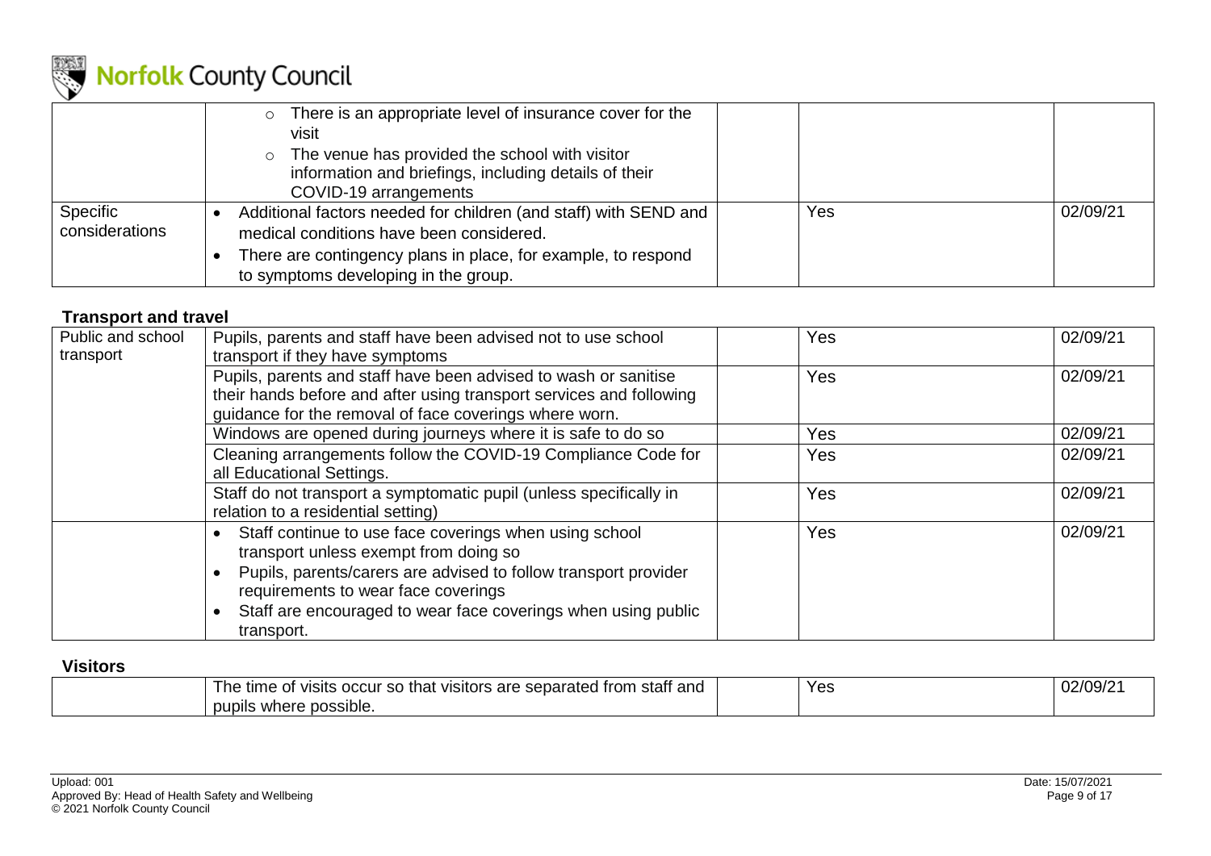| | | | | |
|---|---|---|---|---|
| | - There is an appropriate level of insurance cover for the visit<br>- The venue has provided the school with visitor information and briefings, including details of their COVID-19 arrangements | | | |
| Specific considerations | • Additional factors needed for children (and staff) with SEND and medical conditions have been considered.<br>• There are contingency plans in place, for example, to respond to symptoms developing in the group. | | Yes | 02/09/21 |

### Transport and travel

| | | | | |
|---|---|---|---|---|
| Public and school transport | Pupils, parents and staff have been advised not to use school transport if they have symptoms | | Yes | 02/09/21 |
| | Pupils, parents and staff have been advised to wash or sanitise their hands before and after using transport services and following guidance for the removal of face coverings where worn. | | Yes | 02/09/21 |
| | Windows are opened during journeys where it is safe to do so | | Yes | 02/09/21 |
| | Cleaning arrangements follow the COVID-19 Compliance Code for all Educational Settings. | | Yes | 02/09/21 |
| | Staff do not transport a symptomatic pupil (unless specifically in relation to a residential setting) | | Yes | 02/09/21 |
| | • Staff continue to use face coverings when using school transport unless exempt from doing so<br>• Pupils, parents/carers are advised to follow transport provider requirements to wear face coverings<br>• Staff are encouraged to wear face coverings when using public transport. | | Yes | 02/09/21 |

### Visitors

| | | | | |
|---|---|---|---|---|
| | The time of visits occur so that visitors are separated from staff and pupils where possible. | | Yes | 02/09/21 |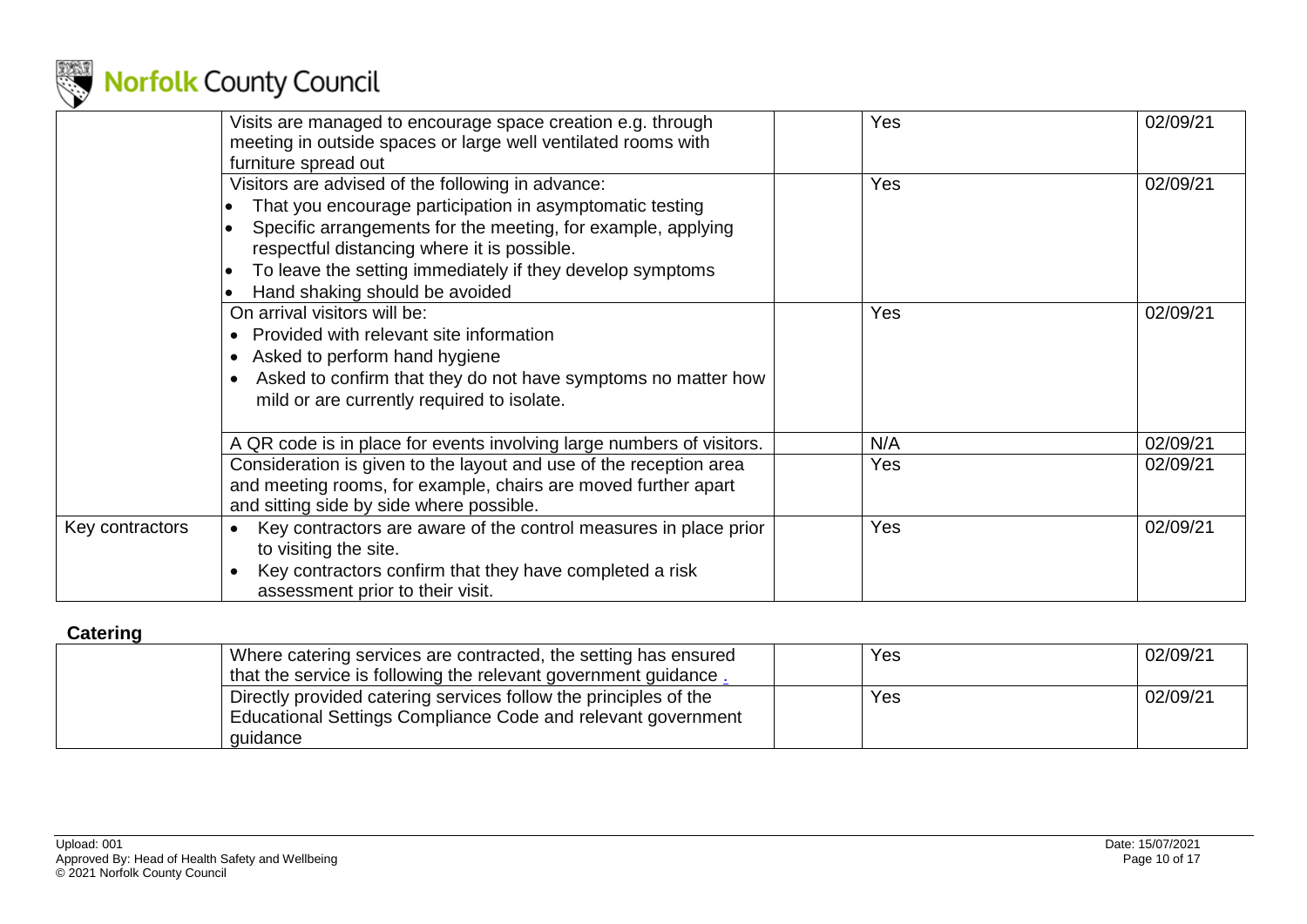|  |  |  |  |  |
|---|---|---|---|---|
|  | Visits are managed to encourage space creation e.g. through meeting in outside spaces or large well ventilated rooms with furniture spread out |  | Yes | 02/09/21 |
|  | Visitors are advised of the following in advance:<br>• That you encourage participation in asymptomatic testing<br>• Specific arrangements for the meeting, for example, applying respectful distancing where it is possible.<br>• To leave the setting immediately if they develop symptoms<br>• Hand shaking should be avoided |  | Yes | 02/09/21 |
|  | On arrival visitors will be:<br>• Provided with relevant site information<br>• Asked to perform hand hygiene<br>• Asked to confirm that they do not have symptoms no matter how mild or are currently required to isolate. |  | Yes | 02/09/21 |
|  | A QR code is in place for events involving large numbers of visitors. |  | N/A | 02/09/21 |
|  | Consideration is given to the layout and use of the reception area and meeting rooms, for example, chairs are moved further apart and sitting side by side where possible. |  | Yes | 02/09/21 |
| Key contractors | • Key contractors are aware of the control measures in place prior to visiting the site.<br>• Key contractors confirm that they have completed a risk assessment prior to their visit. |  | Yes | 02/09/21 |

**Catering**

|  |  |  |  |  |
|---|---|---|---|---|
|  | Where catering services are contracted, the setting has ensured that the service is following the relevant government guidance . |  | Yes | 02/09/21 |
|  | Directly provided catering services follow the principles of the Educational Settings Compliance Code and relevant government guidance |  | Yes | 02/09/21 |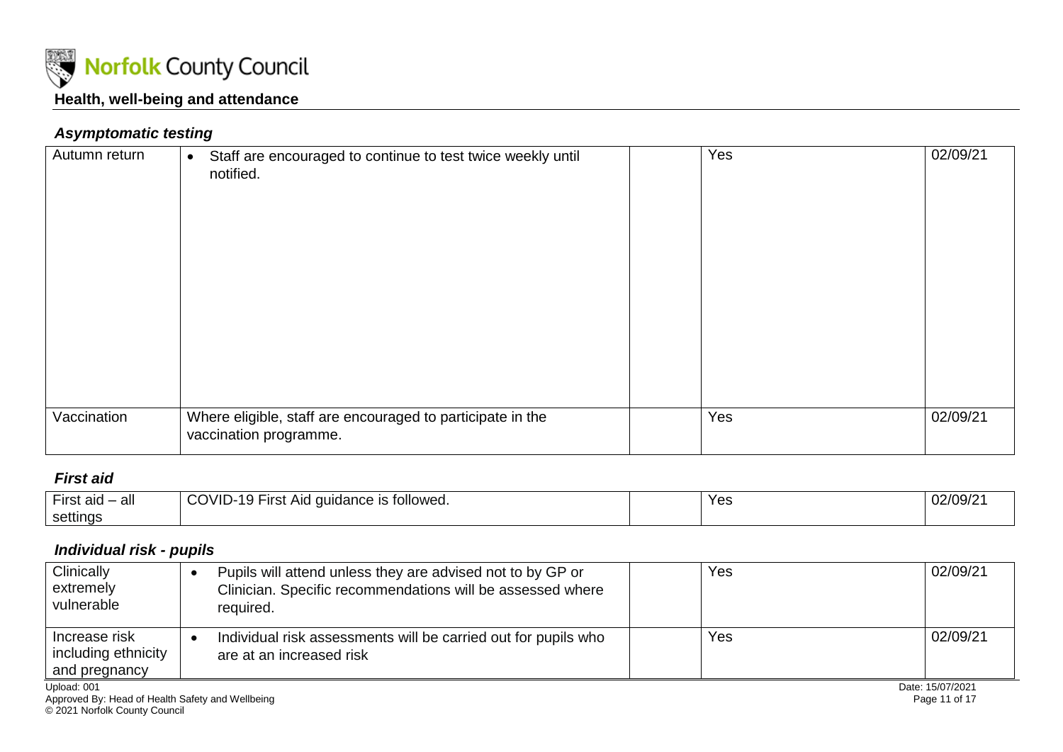## Health, well-being and attendance

### *Asymptomatic testing*

| | | | | |
|---|---|---|---|---|
| Autumn return | • Staff are encouraged to continue to test twice weekly until notified. | | Yes | 02/09/21 |
| Vaccination | Where eligible, staff are encouraged to participate in the vaccination programme. | | Yes | 02/09/21 |

### *First aid*

| | | | | |
|---|---|---|---|---|
| First aid – all settings | COVID-19 First Aid guidance is followed. | | Yes | 02/09/21 |

### *Individual risk - pupils*

| | | | | |
|---|---|---|---|---|
| Clinically extremely vulnerable | • Pupils will attend unless they are advised not to by GP or Clinician. Specific recommendations will be assessed where required. | | Yes | 02/09/21 |
| Increase risk including ethnicity and pregnancy | • Individual risk assessments will be carried out for pupils who are at an increased risk | | Yes | 02/09/21 |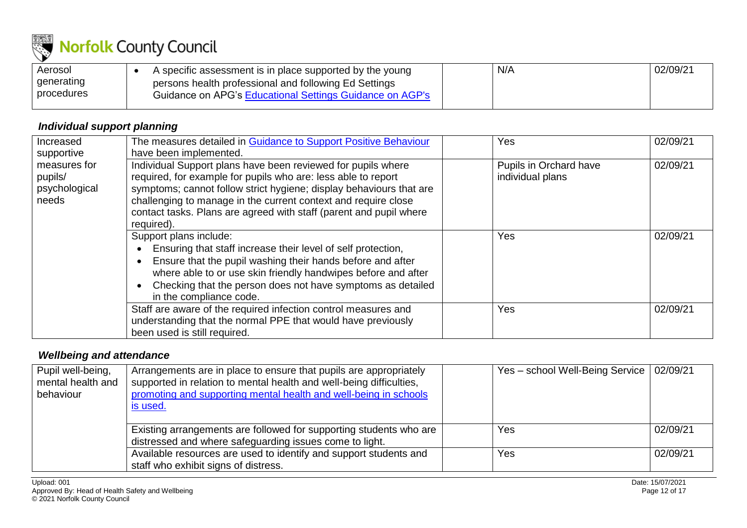| | | | | |
|---|---|---|---|---|
| Aerosol generating procedures | • A specific assessment is in place supported by the young persons health professional and following Ed Settings Guidance on APG's [Educational Settings Guidance on AGP's]() | | N/A | 02/09/21 |

### *Individual support planning*

| | | | | |
|---|---|---|---|---|
| Increased supportive measures for pupils/ psychological needs | The measures detailed in [Guidance to Support Positive Behaviour]() have been implemented. | | Yes | 02/09/21 |
| | Individual Support plans have been reviewed for pupils where required, for example for pupils who are: less able to report symptoms; cannot follow strict hygiene; display behaviours that are challenging to manage in the current context and require close contact tasks. Plans are agreed with staff (parent and pupil where required). | | Pupils in Orchard have individual plans | 02/09/21 |
| | Support plans include:<br>• Ensuring that staff increase their level of self protection,<br>• Ensure that the pupil washing their hands before and after where able to or use skin friendly handwipes before and after<br>• Checking that the person does not have symptoms as detailed in the compliance code. | | Yes | 02/09/21 |
| | Staff are aware of the required infection control measures and understanding that the normal PPE that would have previously been used is still required. | | Yes | 02/09/21 |

### *Wellbeing and attendance*

| | | | | |
|---|---|---|---|---|
| Pupil well-being, mental health and behaviour | Arrangements are in place to ensure that pupils are appropriately supported in relation to mental health and well-being difficulties, [promoting and supporting mental health and well-being in schools is used.]() | | Yes – school Well-Being Service | 02/09/21 |
| | Existing arrangements are followed for supporting students who are distressed and where safeguarding issues come to light. | | Yes | 02/09/21 |
| | Available resources are used to identify and support students and staff who exhibit signs of distress. | | Yes | 02/09/21 |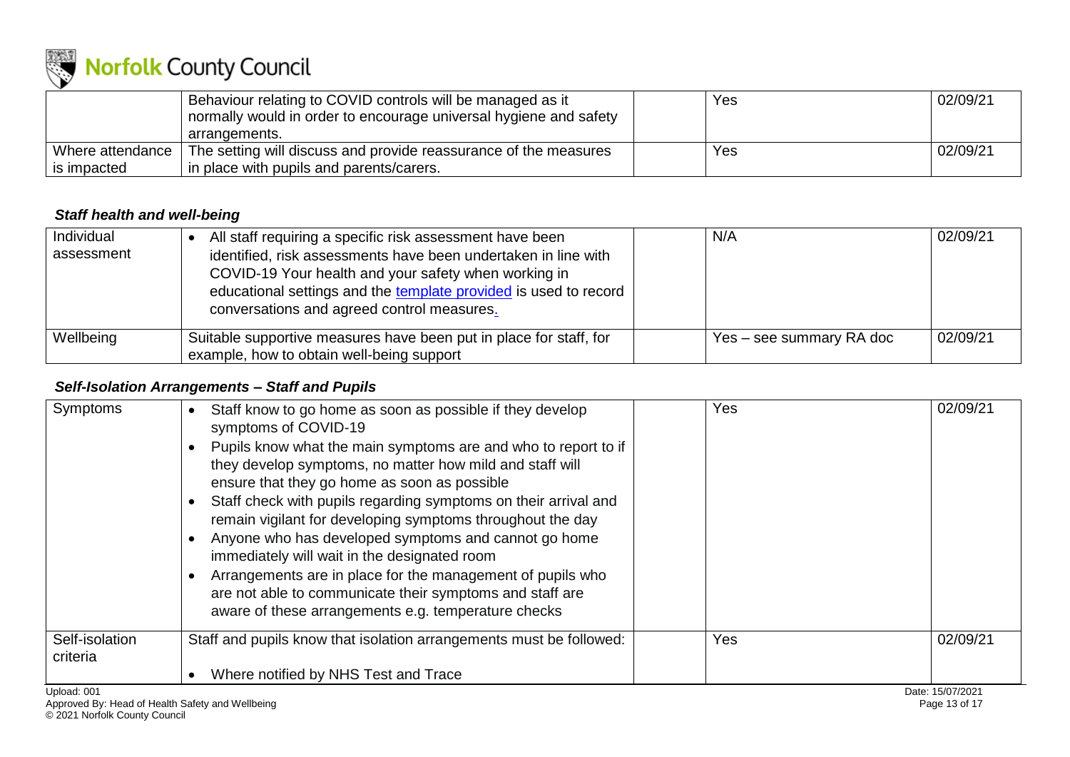| | | | | |
|---|---|---|---|---|
| | Behaviour relating to COVID controls will be managed as it normally would in order to encourage universal hygiene and safety arrangements. | | Yes | 02/09/21 |
| Where attendance is impacted | The setting will discuss and provide reassurance of the measures in place with pupils and parents/carers. | | Yes | 02/09/21 |

### *Staff health and well-being*

| | | | | |
|---|---|---|---|---|
| Individual assessment | • All staff requiring a specific risk assessment have been identified, risk assessments have been undertaken in line with COVID-19 Your health and your safety when working in educational settings and the template provided is used to record conversations and agreed control measures. | | N/A | 02/09/21 |
| Wellbeing | Suitable supportive measures have been put in place for staff, for example, how to obtain well-being support | | Yes – see summary RA doc | 02/09/21 |

### *Self-Isolation Arrangements – Staff and Pupils*

| | | | | |
|---|---|---|---|---|
| Symptoms | • Staff know to go home as soon as possible if they develop symptoms of COVID-19<br>• Pupils know what the main symptoms are and who to report to if they develop symptoms, no matter how mild and staff will ensure that they go home as soon as possible<br>• Staff check with pupils regarding symptoms on their arrival and remain vigilant for developing symptoms throughout the day<br>• Anyone who has developed symptoms and cannot go home immediately will wait in the designated room<br>• Arrangements are in place for the management of pupils who are not able to communicate their symptoms and staff are aware of these arrangements e.g. temperature checks | | Yes | 02/09/21 |
| Self-isolation criteria | Staff and pupils know that isolation arrangements must be followed:<br>• Where notified by NHS Test and Trace | | Yes | 02/09/21 |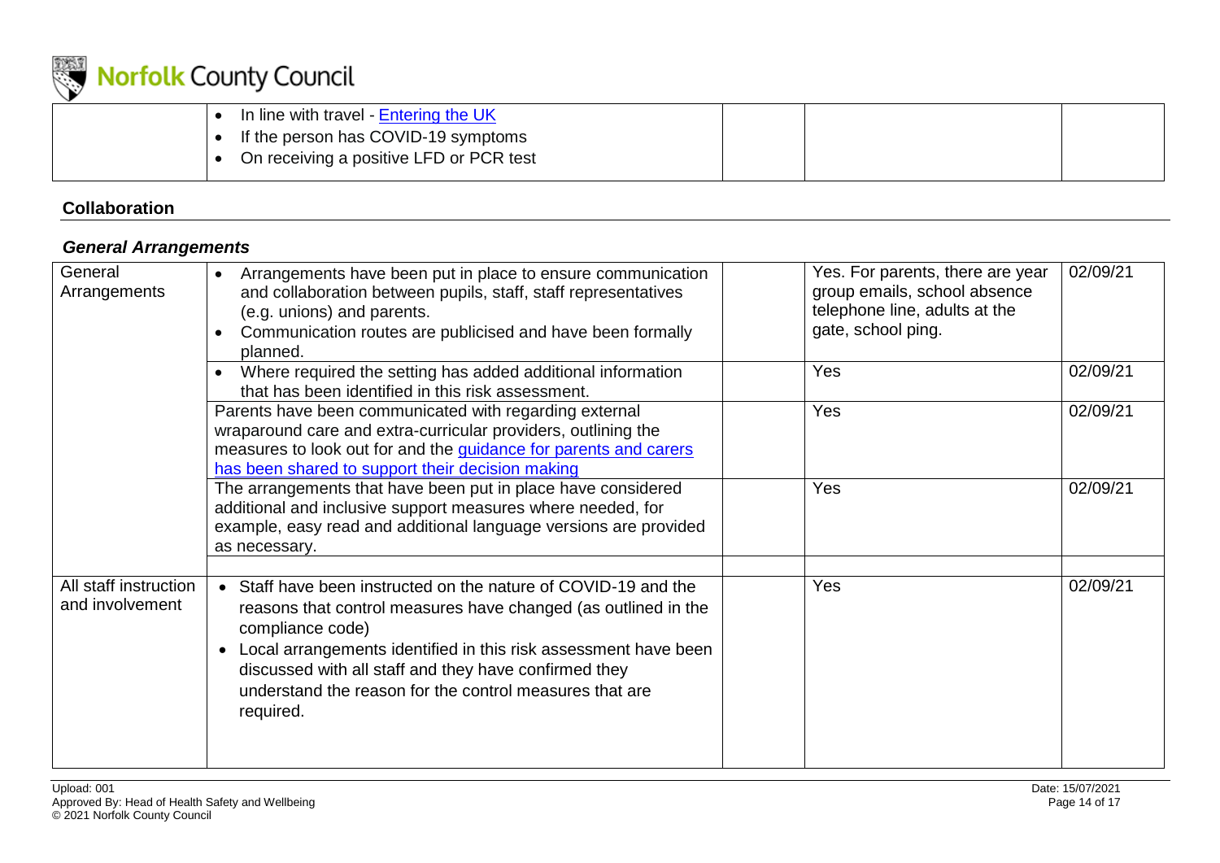| | | | | |
|---|---|---|---|---|
| | • In line with travel - Entering the UK<br>• If the person has COVID-19 symptoms<br>• On receiving a positive LFD or PCR test | | | |

**Collaboration**

### *General Arrangements*

| | | | | |
|---|---|---|---|---|
| General Arrangements | • Arrangements have been put in place to ensure communication and collaboration between pupils, staff, staff representatives (e.g. unions) and parents.<br>• Communication routes are publicised and have been formally planned. | | Yes. For parents, there are year group emails, school absence telephone line, adults at the gate, school ping. | 02/09/21 |
| | • Where required the setting has added additional information that has been identified in this risk assessment. | | Yes | 02/09/21 |
| | Parents have been communicated with regarding external wraparound care and extra-curricular providers, outlining the measures to look out for and the guidance for parents and carers has been shared to support their decision making | | Yes | 02/09/21 |
| | The arrangements that have been put in place have considered additional and inclusive support measures where needed, for example, easy read and additional language versions are provided as necessary. | | Yes | 02/09/21 |
| | | | | |
| All staff instruction and involvement | • Staff have been instructed on the nature of COVID-19 and the reasons that control measures have changed (as outlined in the compliance code)<br>• Local arrangements identified in this risk assessment have been discussed with all staff and they have confirmed they understand the reason for the control measures that are required. | | Yes | 02/09/21 |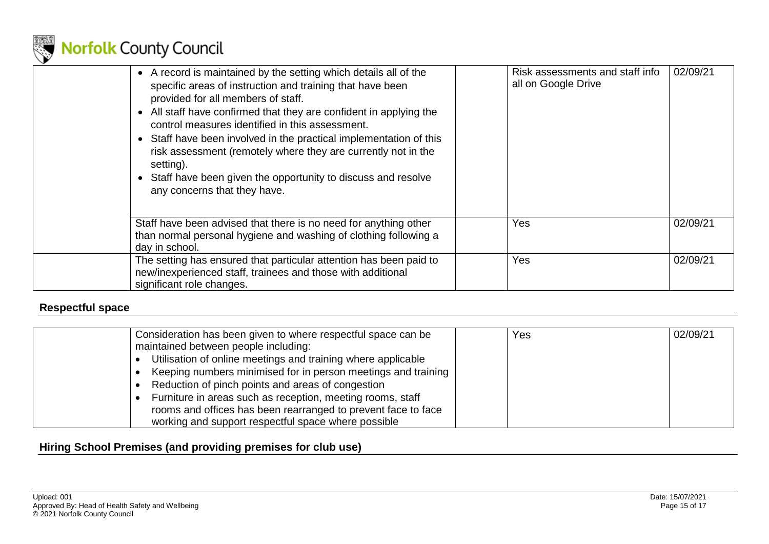| | | | | |
|---|---|---|---|---|
| | • A record is maintained by the setting which details all of the specific areas of instruction and training that have been provided for all members of staff.<br>• All staff have confirmed that they are confident in applying the control measures identified in this assessment.<br>• Staff have been involved in the practical implementation of this risk assessment (remotely where they are currently not in the setting).<br>• Staff have been given the opportunity to discuss and resolve any concerns that they have. | | Risk assessments and staff info all on Google Drive | 02/09/21 |
| | Staff have been advised that there is no need for anything other than normal personal hygiene and washing of clothing following a day in school. | | Yes | 02/09/21 |
| | The setting has ensured that particular attention has been paid to new/inexperienced staff, trainees and those with additional significant role changes. | | Yes | 02/09/21 |

## Respectful space

| | | | | |
|---|---|---|---|---|
| | Consideration has been given to where respectful space can be maintained between people including:<br>• Utilisation of online meetings and training where applicable<br>• Keeping numbers minimised for in person meetings and training<br>• Reduction of pinch points and areas of congestion<br>• Furniture in areas such as reception, meeting rooms, staff rooms and offices has been rearranged to prevent face to face working and support respectful space where possible | | Yes | 02/09/21 |

## Hiring School Premises (and providing premises for club use)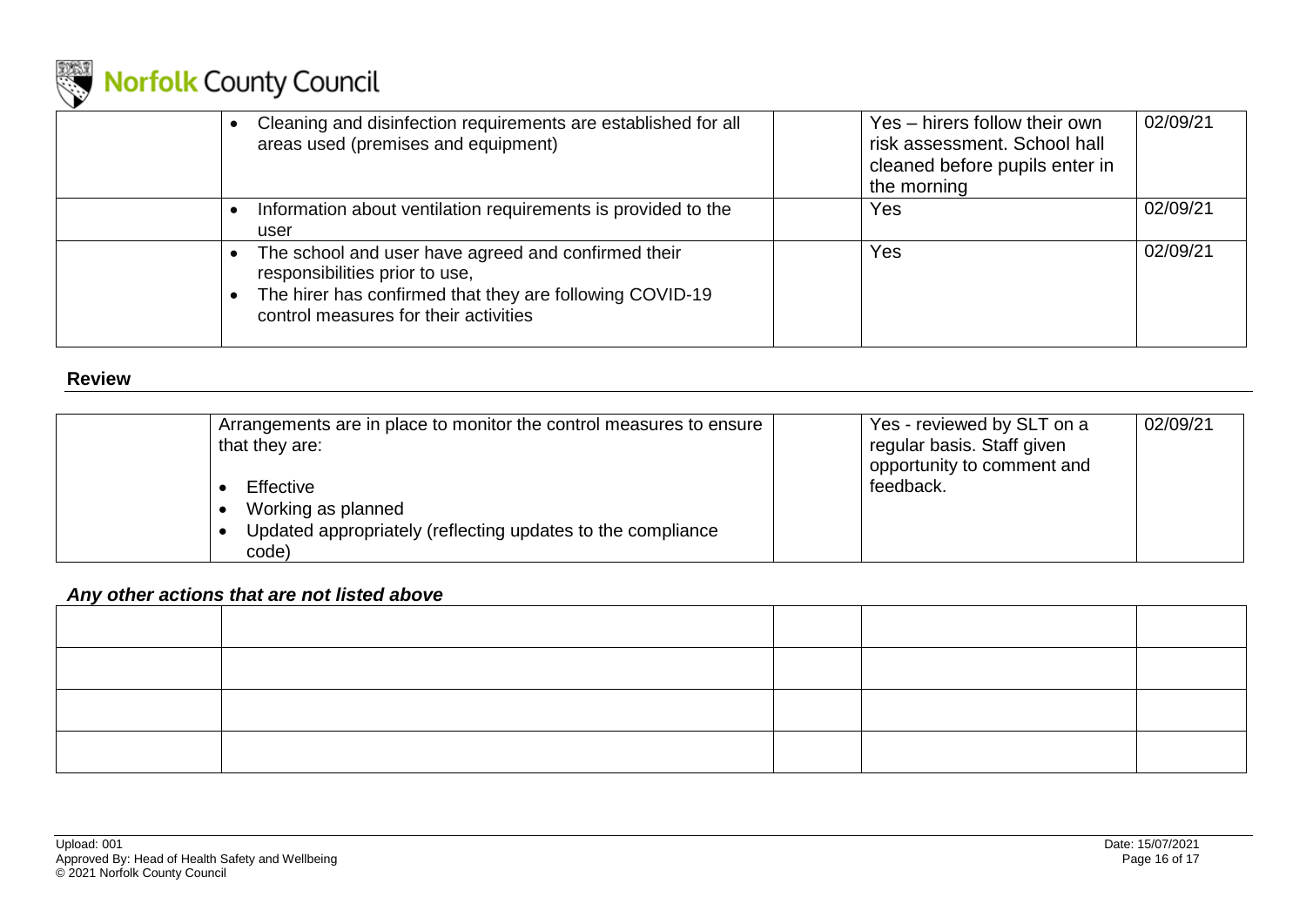| | | | | |
|---|---|---|---|---|
| | • Cleaning and disinfection requirements are established for all areas used (premises and equipment) | | Yes – hirers follow their own risk assessment. School hall cleaned before pupils enter in the morning | 02/09/21 |
| | • Information about ventilation requirements is provided to the user | | Yes | 02/09/21 |
| | • The school and user have agreed and confirmed their responsibilities prior to use,<br>• The hirer has confirmed that they are following COVID-19 control measures for their activities | | Yes | 02/09/21 |

**Review**

| | | | | |
|---|---|---|---|---|
| | Arrangements are in place to monitor the control measures to ensure that they are:<br>• Effective<br>• Working as planned<br>• Updated appropriately (reflecting updates to the compliance code) | | Yes - reviewed by SLT on a regular basis. Staff given opportunity to comment and feedback. | 02/09/21 |

***Any other actions that are not listed above***

| | | | | |
|---|---|---|---|---|
| | | | | |
| | | | | |
| | | | | |
| | | | | |

Upload: 001
Approved By: Head of Health Safety and Wellbeing
© 2021 Norfolk County Council

Date: 15/07/2021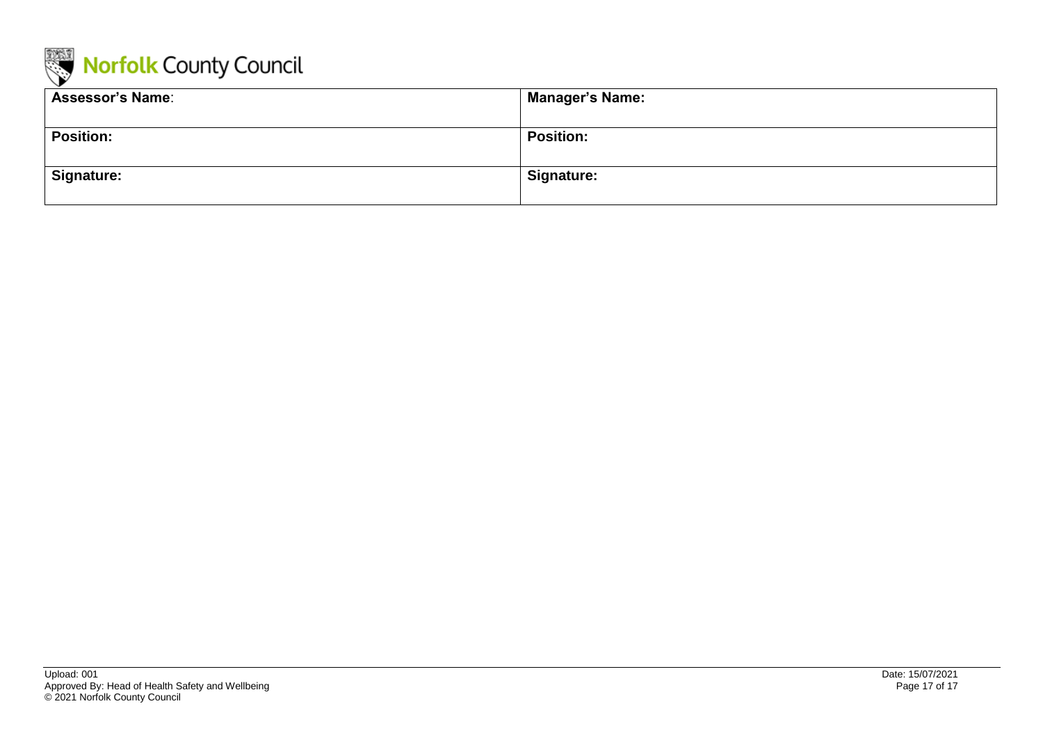| | |
|---|---|
| **Assessor's Name**: | **Manager's Name:** |
| **Position:** | **Position:** |
| **Signature:** | **Signature:** |